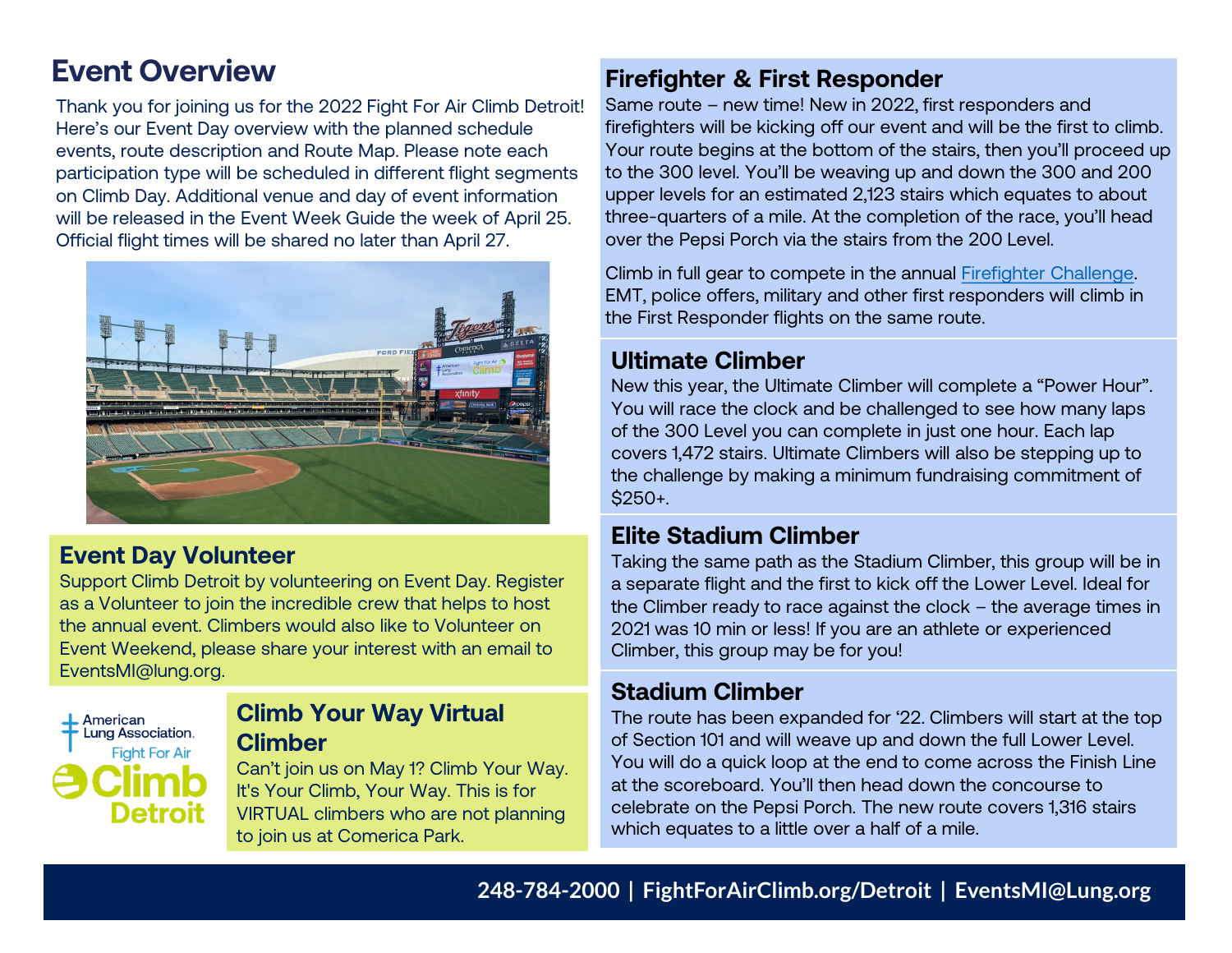## Event Overview

Thank you for joining us for the 2022 Fight For Air Climb Detroit! Here's our Event Day overview with the planned schedule events, route description and Route Map. Please note each participation type will be scheduled in different flight segments on Climb Day. Additional venue and day of event information will be released in the Event Week Guide the week of April 25. Official flight times will be shared no later than April 27.

### Event Day Volunteer

Support Climb Detroit by volunteering on Event Day. Register as a Volunteer to join the incredible crew that helps to host the annual event. Climbers would also like to Volunteer on Event Weekend, please share your interest with an email to EventsMI@lung.org.

American Lung Association. Fight For Air Climb Detroit

### Climb Your Way Virtual Climber

Can't join us on May 1? Climb Your Way. It's Your Climb, Your Way. This is for VIRTUAL climbers who are not planning to join us at Comerica Park.

### Firefighter & First Responder

Same route – new time! New in 2022, first responders and firefighters will be kicking off our event and will be the first to climb. Your route begins at the bottom of the stairs, then you'll proceed up to the 300 level. You'll be weaving up and down the 300 and 200 upper levels for an estimated 2,123 stairs which equates to about three-quarters of a mile. At the completion of the race, you'll head over the Pepsi Porch via the stairs from the 200 Level.

Climb in full gear to compete in the annual Firefighter Challenge. EMT, police offers, military and other first responders will climb in the First Responder flights on the same route.

### Ultimate Climber

New this year, the Ultimate Climber will complete a "Power Hour". You will race the clock and be challenged to see how many laps of the 300 Level you can complete in just one hour. Each lap covers 1,472 stairs. Ultimate Climbers will also be stepping up to the challenge by making a minimum fundraising commitment of $250+.

### Elite Stadium Climber

Taking the same path as the Stadium Climber, this group will be in a separate flight and the first to kick off the Lower Level. Ideal for the Climber ready to race against the clock – the average times in 2021 was 10 min or less! If you are an athlete or experienced Climber, this group may be for you!

### Stadium Climber

The route has been expanded for '22. Climbers will start at the top of Section 101 and will weave up and down the full Lower Level. You will do a quick loop at the end to come across the Finish Line at the scoreboard. You'll then head down the concourse to celebrate on the Pepsi Porch. The new route covers 1,316 stairs which equates to a little over a half of a mile.

**248-784-2000 | FightForAirClimb.org/Detroit | EventsMI@Lung.org**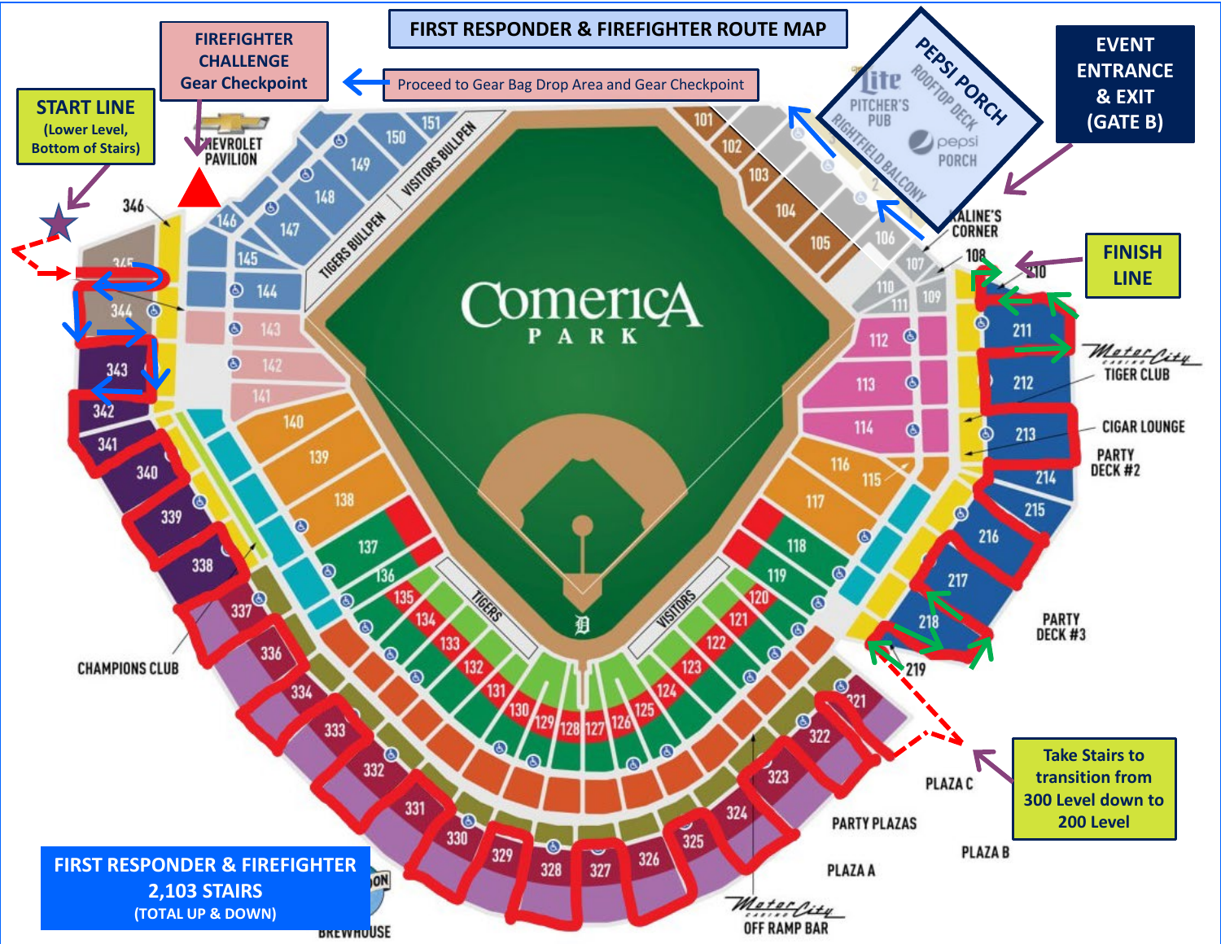# FIRST RESPONDER & FIREFIGHTER ROUTE MAP

**START LINE** (Lower Level, Bottom of Stairs)

**FIREFIGHTER CHALLENGE Gear Checkpoint**

Proceed to Gear Bag Drop Area and Gear Checkpoint

**PEPSI PORCH** ROOFTOP DECK

**EVENT ENTRANCE & EXIT (GATE B)**

**FINISH LINE**

**Take Stairs to transition from 300 Level down to 200 Level**

**FIRST RESPONDER & FIREFIGHTER 2,103 STAIRS** (TOTAL UP & DOWN)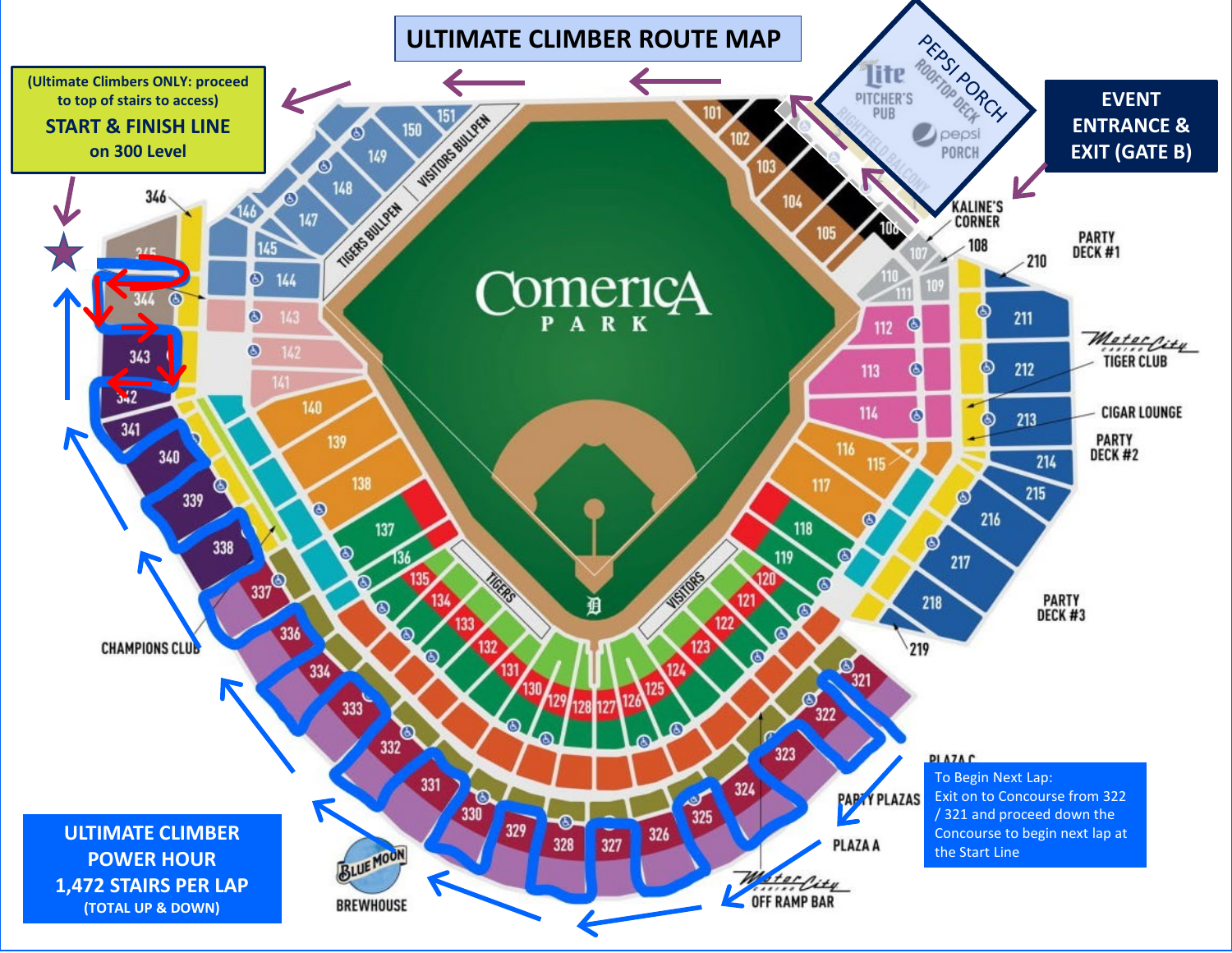# ULTIMATE CLIMBER ROUTE MAP

(Ultimate Climbers ONLY: proceed to top of stairs to access)

**START & FINISH LINE on 300 Level**

**EVENT ENTRANCE & EXIT (GATE B)**

To Begin Next Lap: Exit on to Concourse from 322 / 321 and proceed down the Concourse to begin next lap at the Start Line

**ULTIMATE CLIMBER POWER HOUR**

**1,472 STAIRS PER LAP**

**(TOTAL UP & DOWN)**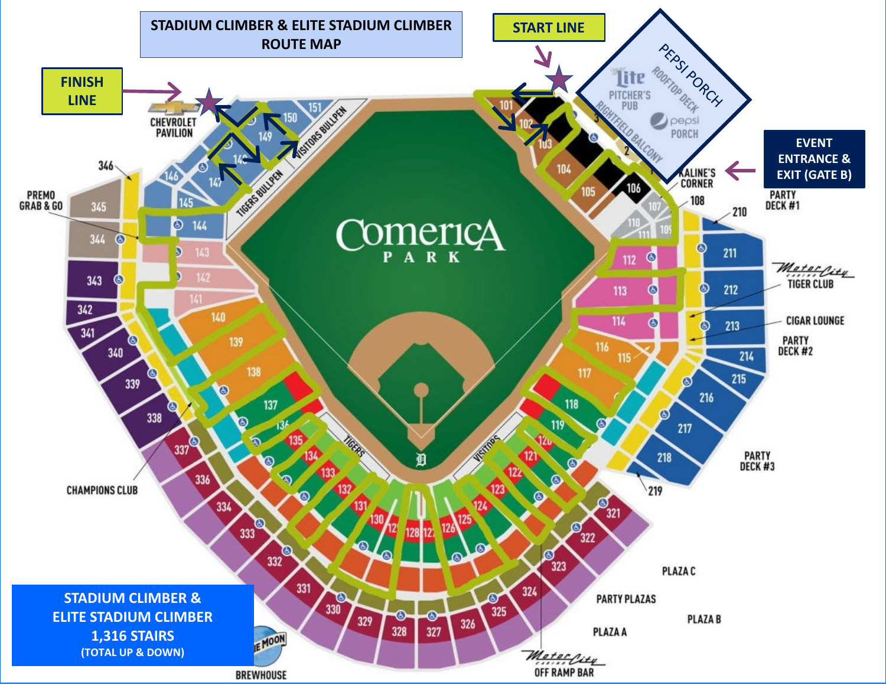# STADIUM CLIMBER & ELITE STADIUM CLIMBER ROUTE MAP

START LINE

FINISH LINE

EVENT ENTRANCE & EXIT (GATE B)

CHEVROLET PAVILION

PEPSI PORCH

Lite PITCHER'S PUB

ROOFTOP DECK

RIGHTFIELD BALCONY

pepsi PORCH

KALINE'S CORNER

PARTY DECK #1

TIGER CLUB

CIGAR LOUNGE

PARTY DECK #2

PARTY DECK #3

PREMO GRAB & GO

CHAMPIONS CLUB

TIGERS BULLPEN

VISITORS BULLPEN

TIGERS

VISITORS

Comerica PARK

PLAZA C

PARTY PLAZAS

PLAZA A

PLAZA B

MotorCity OFF RAMP BAR

BLUE MOON BREWHOUSE

**STADIUM CLIMBER & ELITE STADIUM CLIMBER**
**1,316 STAIRS**
**(TOTAL UP & DOWN)**